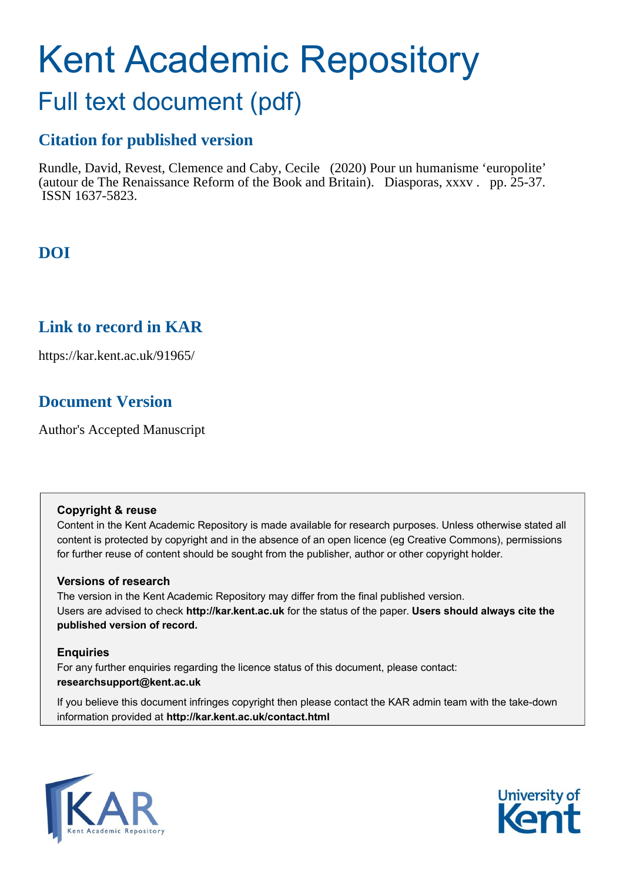# Kent Academic Repository

## Full text document (pdf)

### Citation for published version

Rundle, David, Revest, Clemence and Caby, Cecile (2020) Pour un humanisme 'europolite' (autour de The Renaissance Reform of the Book and Britain). Diasporas, xxxv . pp. 25-37. ISSN 1637-5823.

### DOI

### Link to record in KAR

https://kar.kent.ac.uk/91965/

### Document Version

Author's Accepted Manuscript

**Copyright & reuse**

Content in the Kent Academic Repository is made available for research purposes. Unless otherwise stated all content is protected by copyright and in the absence of an open licence (eg Creative Commons), permissions for further reuse of content should be sought from the publisher, author or other copyright holder.

**Versions of research**

The version in the Kent Academic Repository may differ from the final published version.
Users are advised to check **http://kar.kent.ac.uk** for the status of the paper. **Users should always cite the published version of record.**

**Enquiries**

For any further enquiries regarding the licence status of this document, please contact:
**researchsupport@kent.ac.uk**

If you believe this document infringes copyright then please contact the KAR admin team with the take-down information provided at **http://kar.kent.ac.uk/contact.html**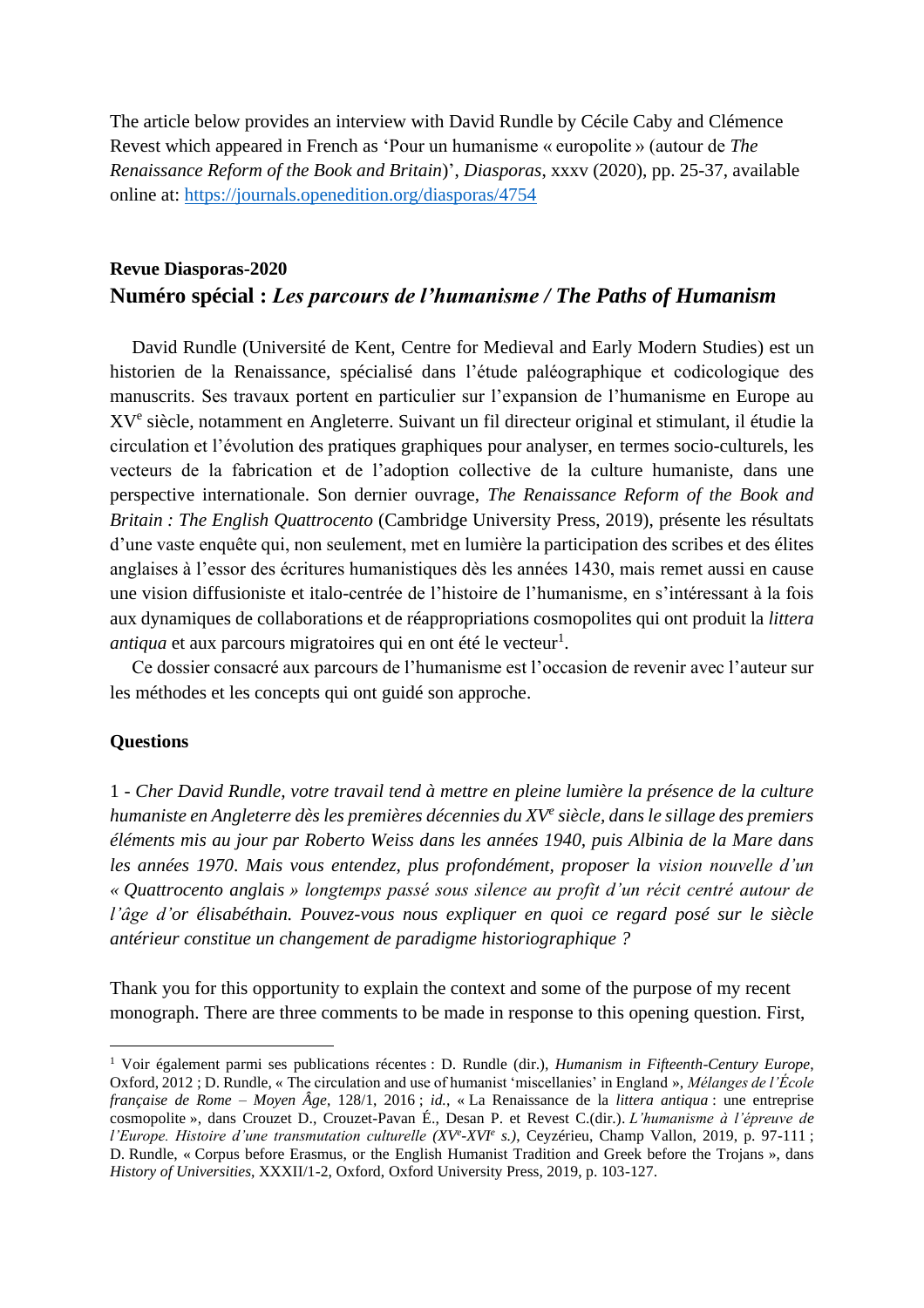The article below provides an interview with David Rundle by Cécile Caby and Clémence Revest which appeared in French as 'Pour un humanisme « europolite » (autour de *The Renaissance Reform of the Book and Britain*)', *Diasporas*, xxxv (2020), pp. 25-37, available online at: https://journals.openedition.org/diasporas/4754

**Revue Diasporas-2020**

## Numéro spécial : *Les parcours de l'humanisme / The Paths of Humanism*

David Rundle (Université de Kent, Centre for Medieval and Early Modern Studies) est un historien de la Renaissance, spécialisé dans l'étude paléographique et codicologique des manuscrits. Ses travaux portent en particulier sur l'expansion de l'humanisme en Europe au XVe siècle, notamment en Angleterre. Suivant un fil directeur original et stimulant, il étudie la circulation et l'évolution des pratiques graphiques pour analyser, en termes socio-culturels, les vecteurs de la fabrication et de l'adoption collective de la culture humaniste, dans une perspective internationale. Son dernier ouvrage, *The Renaissance Reform of the Book and Britain : The English Quattrocento* (Cambridge University Press, 2019), présente les résultats d'une vaste enquête qui, non seulement, met en lumière la participation des scribes et des élites anglaises à l'essor des écritures humanistiques dès les années 1430, mais remet aussi en cause une vision diffusioniste et italo-centrée de l'histoire de l'humanisme, en s'intéressant à la fois aux dynamiques de collaborations et de réappropriations cosmopolites qui ont produit la *littera antiqua* et aux parcours migratoires qui en ont été le vecteur[1].

Ce dossier consacré aux parcours de l'humanisme est l'occasion de revenir avec l'auteur sur les méthodes et les concepts qui ont guidé son approche.

**Questions**

1 - *Cher David Rundle, votre travail tend à mettre en pleine lumière la présence de la culture humaniste en Angleterre dès les premières décennies du XVe siècle, dans le sillage des premiers éléments mis au jour par Roberto Weiss dans les années 1940, puis Albinia de la Mare dans les années 1970. Mais vous entendez, plus profondément, proposer la vision nouvelle d'un « Quattrocento anglais » longtemps passé sous silence au profit d'un récit centré autour de l'âge d'or élisabéthain. Pouvez-vous nous expliquer en quoi ce regard posé sur le siècle antérieur constitue un changement de paradigme historiographique ?*

Thank you for this opportunity to explain the context and some of the purpose of my recent monograph. There are three comments to be made in response to this opening question. First,

[1] Voir également parmi ses publications récentes : D. Rundle (dir.), *Humanism in Fifteenth-Century Europe*, Oxford, 2012 ; D. Rundle, « The circulation and use of humanist 'miscellanies' in England », *Mélanges de l'École française de Rome – Moyen Âge*, 128/1, 2016 ; *id.*, « La Renaissance de la *littera antiqua* : une entreprise cosmopolite », dans Crouzet D., Crouzet-Pavan É., Desan P. et Revest C.(dir.). *L'humanisme à l'épreuve de l'Europe. Histoire d'une transmutation culturelle (XVe-XVIe s.)*, Ceyzérieu, Champ Vallon, 2019, p. 97-111 ; D. Rundle, « Corpus before Erasmus, or the English Humanist Tradition and Greek before the Trojans », dans *History of Universities*, XXXII/1-2, Oxford, Oxford University Press, 2019, p. 103-127.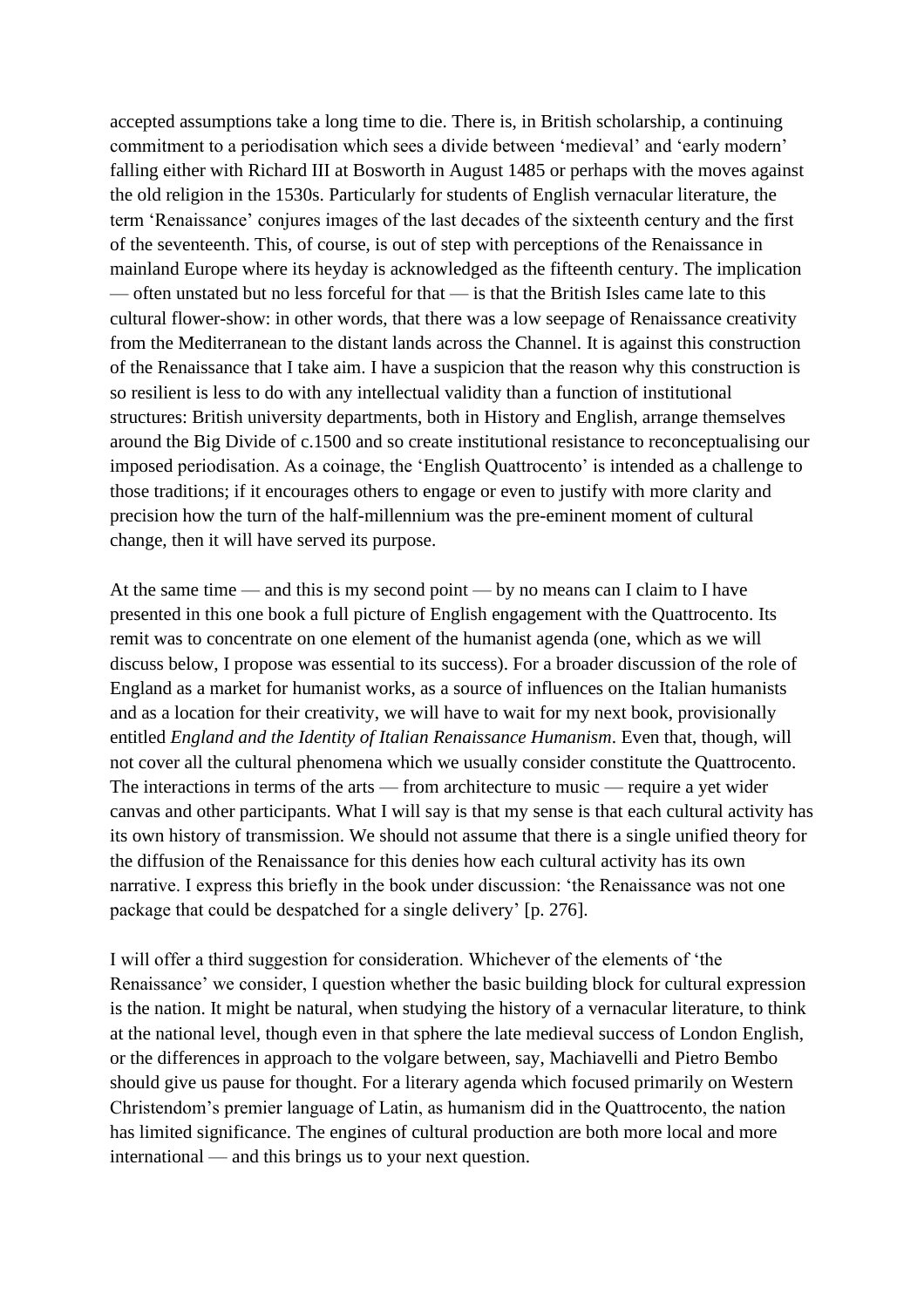accepted assumptions take a long time to die. There is, in British scholarship, a continuing commitment to a periodisation which sees a divide between 'medieval' and 'early modern' falling either with Richard III at Bosworth in August 1485 or perhaps with the moves against the old religion in the 1530s. Particularly for students of English vernacular literature, the term 'Renaissance' conjures images of the last decades of the sixteenth century and the first of the seventeenth. This, of course, is out of step with perceptions of the Renaissance in mainland Europe where its heyday is acknowledged as the fifteenth century. The implication — often unstated but no less forceful for that — is that the British Isles came late to this cultural flower-show: in other words, that there was a low seepage of Renaissance creativity from the Mediterranean to the distant lands across the Channel. It is against this construction of the Renaissance that I take aim. I have a suspicion that the reason why this construction is so resilient is less to do with any intellectual validity than a function of institutional structures: British university departments, both in History and English, arrange themselves around the Big Divide of c.1500 and so create institutional resistance to reconceptualising our imposed periodisation. As a coinage, the 'English Quattrocento' is intended as a challenge to those traditions; if it encourages others to engage or even to justify with more clarity and precision how the turn of the half-millennium was the pre-eminent moment of cultural change, then it will have served its purpose.

At the same time — and this is my second point — by no means can I claim to I have presented in this one book a full picture of English engagement with the Quattrocento. Its remit was to concentrate on one element of the humanist agenda (one, which as we will discuss below, I propose was essential to its success). For a broader discussion of the role of England as a market for humanist works, as a source of influences on the Italian humanists and as a location for their creativity, we will have to wait for my next book, provisionally entitled *England and the Identity of Italian Renaissance Humanism*. Even that, though, will not cover all the cultural phenomena which we usually consider constitute the Quattrocento. The interactions in terms of the arts — from architecture to music — require a yet wider canvas and other participants. What I will say is that my sense is that each cultural activity has its own history of transmission. We should not assume that there is a single unified theory for the diffusion of the Renaissance for this denies how each cultural activity has its own narrative. I express this briefly in the book under discussion: 'the Renaissance was not one package that could be despatched for a single delivery' [p. 276].

I will offer a third suggestion for consideration. Whichever of the elements of 'the Renaissance' we consider, I question whether the basic building block for cultural expression is the nation. It might be natural, when studying the history of a vernacular literature, to think at the national level, though even in that sphere the late medieval success of London English, or the differences in approach to the volgare between, say, Machiavelli and Pietro Bembo should give us pause for thought. For a literary agenda which focused primarily on Western Christendom's premier language of Latin, as humanism did in the Quattrocento, the nation has limited significance. The engines of cultural production are both more local and more international — and this brings us to your next question.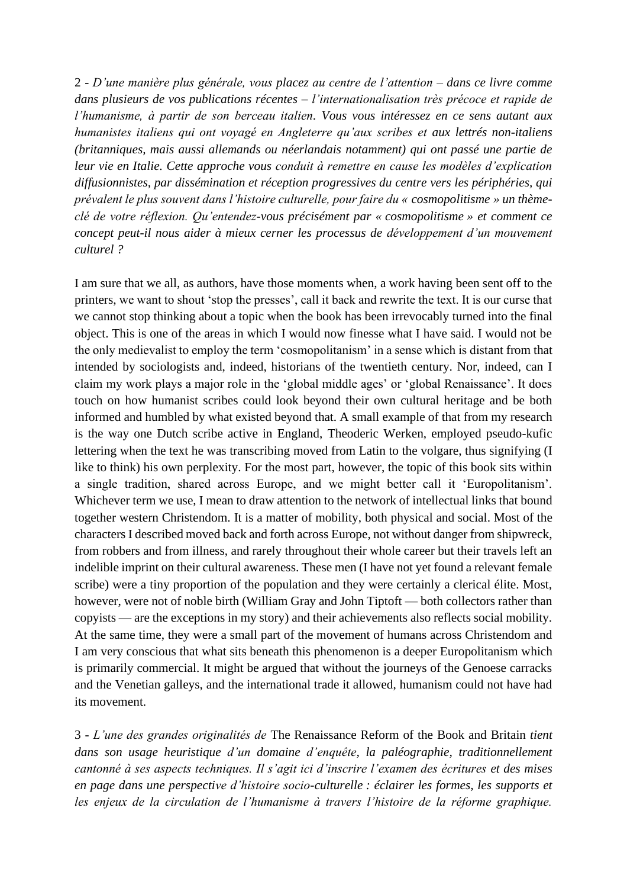2 - *D'une manière plus générale, vous placez au centre de l'attention – dans ce livre comme dans plusieurs de vos publications récentes – l'internationalisation très précoce et rapide de l'humanisme, à partir de son berceau italien. Vous vous intéressez en ce sens autant aux humanistes italiens qui ont voyagé en Angleterre qu'aux scribes et aux lettrés non-italiens (britanniques, mais aussi allemands ou néerlandais notamment) qui ont passé une partie de leur vie en Italie. Cette approche vous conduit à remettre en cause les modèles d'explication diffusionnistes, par dissémination et réception progressives du centre vers les périphéries, qui prévalent le plus souvent dans l'histoire culturelle, pour faire du « cosmopolitisme » un thème-clé de votre réflexion. Qu'entendez-vous précisément par « cosmopolitisme » et comment ce concept peut-il nous aider à mieux cerner les processus de développement d'un mouvement culturel ?*

I am sure that we all, as authors, have those moments when, a work having been sent off to the printers, we want to shout 'stop the presses', call it back and rewrite the text. It is our curse that we cannot stop thinking about a topic when the book has been irrevocably turned into the final object. This is one of the areas in which I would now finesse what I have said. I would not be the only medievalist to employ the term 'cosmopolitanism' in a sense which is distant from that intended by sociologists and, indeed, historians of the twentieth century. Nor, indeed, can I claim my work plays a major role in the 'global middle ages' or 'global Renaissance'. It does touch on how humanist scribes could look beyond their own cultural heritage and be both informed and humbled by what existed beyond that. A small example of that from my research is the way one Dutch scribe active in England, Theoderic Werken, employed pseudo-kufic lettering when the text he was transcribing moved from Latin to the volgare, thus signifying (I like to think) his own perplexity. For the most part, however, the topic of this book sits within a single tradition, shared across Europe, and we might better call it 'Europolitanism'. Whichever term we use, I mean to draw attention to the network of intellectual links that bound together western Christendom. It is a matter of mobility, both physical and social. Most of the characters I described moved back and forth across Europe, not without danger from shipwreck, from robbers and from illness, and rarely throughout their whole career but their travels left an indelible imprint on their cultural awareness. These men (I have not yet found a relevant female scribe) were a tiny proportion of the population and they were certainly a clerical élite. Most, however, were not of noble birth (William Gray and John Tiptoft — both collectors rather than copyists — are the exceptions in my story) and their achievements also reflects social mobility. At the same time, they were a small part of the movement of humans across Christendom and I am very conscious that what sits beneath this phenomenon is a deeper Europolitanism which is primarily commercial. It might be argued that without the journeys of the Genoese carracks and the Venetian galleys, and the international trade it allowed, humanism could not have had its movement.

3 - *L'une des grandes originalités de* The Renaissance Reform of the Book and Britain *tient dans son usage heuristique d'un domaine d'enquête, la paléographie, traditionnellement cantonné à ses aspects techniques. Il s'agit ici d'inscrire l'examen des écritures et des mises en page dans une perspective d'histoire socio-culturelle : éclairer les formes, les supports et les enjeux de la circulation de l'humanisme à travers l'histoire de la réforme graphique.*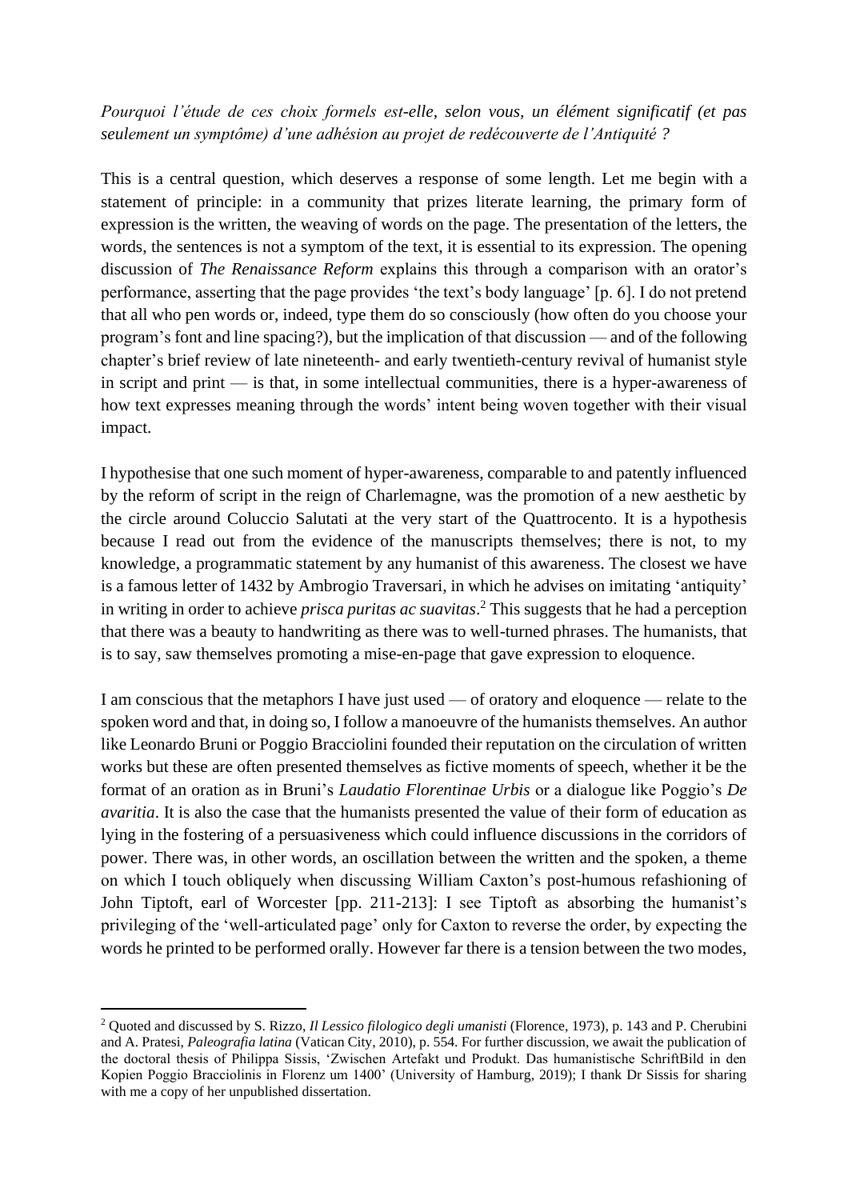*Pourquoi l'étude de ces choix formels est-elle, selon vous, un élément significatif (et pas seulement un symptôme) d'une adhésion au projet de redécouverte de l'Antiquité ?*

This is a central question, which deserves a response of some length. Let me begin with a statement of principle: in a community that prizes literate learning, the primary form of expression is the written, the weaving of words on the page. The presentation of the letters, the words, the sentences is not a symptom of the text, it is essential to its expression. The opening discussion of *The Renaissance Reform* explains this through a comparison with an orator's performance, asserting that the page provides 'the text's body language' [p. 6]. I do not pretend that all who pen words or, indeed, type them do so consciously (how often do you choose your program's font and line spacing?), but the implication of that discussion — and of the following chapter's brief review of late nineteenth- and early twentieth-century revival of humanist style in script and print — is that, in some intellectual communities, there is a hyper-awareness of how text expresses meaning through the words' intent being woven together with their visual impact.

I hypothesise that one such moment of hyper-awareness, comparable to and patently influenced by the reform of script in the reign of Charlemagne, was the promotion of a new aesthetic by the circle around Coluccio Salutati at the very start of the Quattrocento. It is a hypothesis because I read out from the evidence of the manuscripts themselves; there is not, to my knowledge, a programmatic statement by any humanist of this awareness. The closest we have is a famous letter of 1432 by Ambrogio Traversari, in which he advises on imitating 'antiquity' in writing in order to achieve *prisca puritas ac suavitas*.[2] This suggests that he had a perception that there was a beauty to handwriting as there was to well-turned phrases. The humanists, that is to say, saw themselves promoting a mise-en-page that gave expression to eloquence.

I am conscious that the metaphors I have just used — of oratory and eloquence — relate to the spoken word and that, in doing so, I follow a manoeuvre of the humanists themselves. An author like Leonardo Bruni or Poggio Bracciolini founded their reputation on the circulation of written works but these are often presented themselves as fictive moments of speech, whether it be the format of an oration as in Bruni's *Laudatio Florentinae Urbis* or a dialogue like Poggio's *De avaritia*. It is also the case that the humanists presented the value of their form of education as lying in the fostering of a persuasiveness which could influence discussions in the corridors of power. There was, in other words, an oscillation between the written and the spoken, a theme on which I touch obliquely when discussing William Caxton's post-humous refashioning of John Tiptoft, earl of Worcester [pp. 211-213]: I see Tiptoft as absorbing the humanist's privileging of the 'well-articulated page' only for Caxton to reverse the order, by expecting the words he printed to be performed orally. However far there is a tension between the two modes,

---

[2] Quoted and discussed by S. Rizzo, *Il Lessico filologico degli umanisti* (Florence, 1973), p. 143 and P. Cherubini and A. Pratesi, *Paleografia latina* (Vatican City, 2010), p. 554. For further discussion, we await the publication of the doctoral thesis of Philippa Sissis, 'Zwischen Artefakt und Produkt. Das humanistische SchriftBild in den Kopien Poggio Bracciolinis in Florenz um 1400' (University of Hamburg, 2019); I thank Dr Sissis for sharing with me a copy of her unpublished dissertation.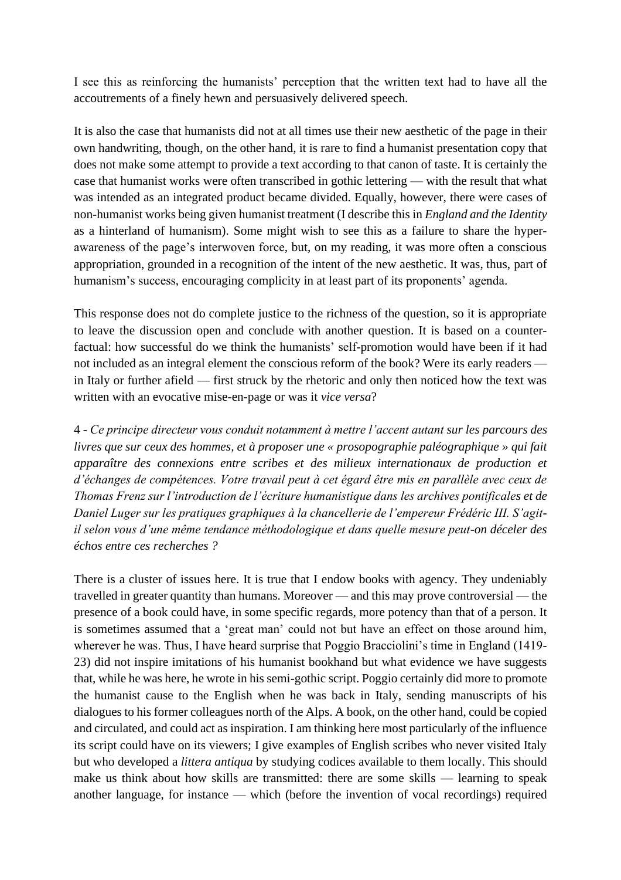I see this as reinforcing the humanists' perception that the written text had to have all the accoutrements of a finely hewn and persuasively delivered speech.

It is also the case that humanists did not at all times use their new aesthetic of the page in their own handwriting, though, on the other hand, it is rare to find a humanist presentation copy that does not make some attempt to provide a text according to that canon of taste. It is certainly the case that humanist works were often transcribed in gothic lettering — with the result that what was intended as an integrated product became divided. Equally, however, there were cases of non-humanist works being given humanist treatment (I describe this in *England and the Identity* as a hinterland of humanism). Some might wish to see this as a failure to share the hyper-awareness of the page's interwoven force, but, on my reading, it was more often a conscious appropriation, grounded in a recognition of the intent of the new aesthetic. It was, thus, part of humanism's success, encouraging complicity in at least part of its proponents' agenda.

This response does not do complete justice to the richness of the question, so it is appropriate to leave the discussion open and conclude with another question. It is based on a counter-factual: how successful do we think the humanists' self-promotion would have been if it had not included as an integral element the conscious reform of the book? Were its early readers — in Italy or further afield — first struck by the rhetoric and only then noticed how the text was written with an evocative mise-en-page or was it *vice versa*?

4 - *Ce principe directeur vous conduit notamment à mettre l'accent autant sur les parcours des livres que sur ceux des hommes, et à proposer une « prosopographie paléographique » qui fait apparaître des connexions entre scribes et des milieux internationaux de production et d'échanges de compétences. Votre travail peut à cet égard être mis en parallèle avec ceux de Thomas Frenz sur l'introduction de l'écriture humanistique dans les archives pontificales et de Daniel Luger sur les pratiques graphiques à la chancellerie de l'empereur Frédéric III. S'agit-il selon vous d'une même tendance méthodologique et dans quelle mesure peut-on déceler des échos entre ces recherches ?*

There is a cluster of issues here. It is true that I endow books with agency. They undeniably travelled in greater quantity than humans. Moreover — and this may prove controversial — the presence of a book could have, in some specific regards, more potency than that of a person. It is sometimes assumed that a 'great man' could not but have an effect on those around him, wherever he was. Thus, I have heard surprise that Poggio Bracciolini's time in England (1419-23) did not inspire imitations of his humanist bookhand but what evidence we have suggests that, while he was here, he wrote in his semi-gothic script. Poggio certainly did more to promote the humanist cause to the English when he was back in Italy, sending manuscripts of his dialogues to his former colleagues north of the Alps. A book, on the other hand, could be copied and circulated, and could act as inspiration. I am thinking here most particularly of the influence its script could have on its viewers; I give examples of English scribes who never visited Italy but who developed a *littera antiqua* by studying codices available to them locally. This should make us think about how skills are transmitted: there are some skills — learning to speak another language, for instance — which (before the invention of vocal recordings) required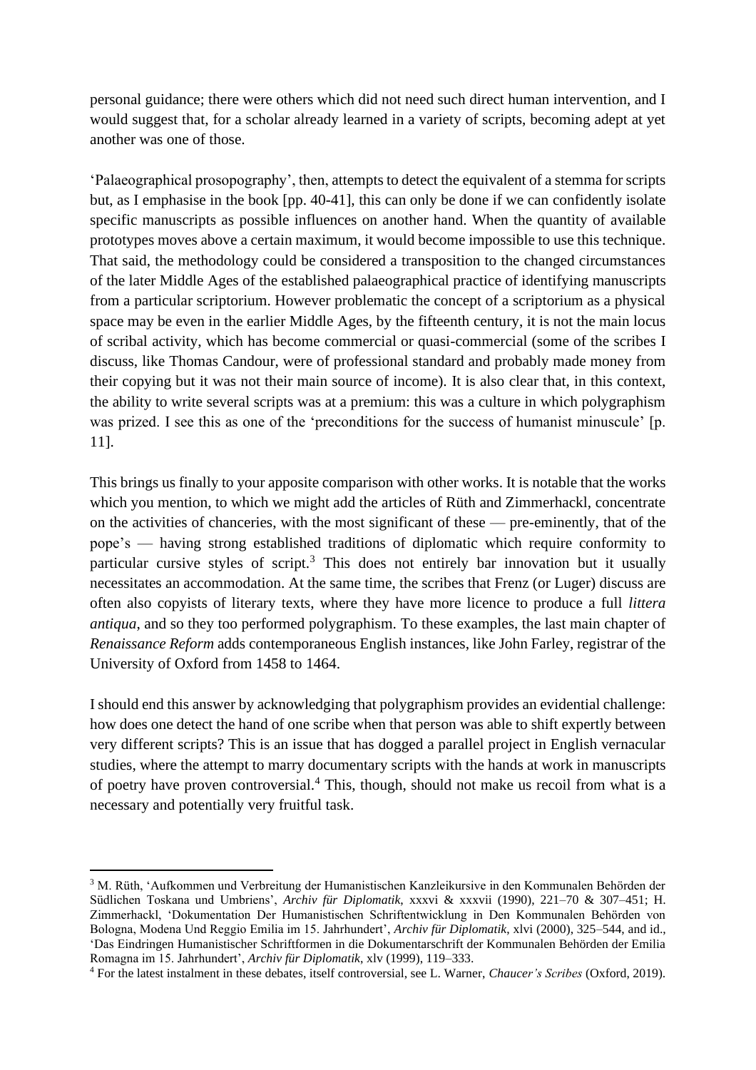personal guidance; there were others which did not need such direct human intervention, and I would suggest that, for a scholar already learned in a variety of scripts, becoming adept at yet another was one of those.

'Palaeographical prosopography', then, attempts to detect the equivalent of a stemma for scripts but, as I emphasise in the book [pp. 40-41], this can only be done if we can confidently isolate specific manuscripts as possible influences on another hand. When the quantity of available prototypes moves above a certain maximum, it would become impossible to use this technique. That said, the methodology could be considered a transposition to the changed circumstances of the later Middle Ages of the established palaeographical practice of identifying manuscripts from a particular scriptorium. However problematic the concept of a scriptorium as a physical space may be even in the earlier Middle Ages, by the fifteenth century, it is not the main locus of scribal activity, which has become commercial or quasi-commercial (some of the scribes I discuss, like Thomas Candour, were of professional standard and probably made money from their copying but it was not their main source of income). It is also clear that, in this context, the ability to write several scripts was at a premium: this was a culture in which polygraphism was prized. I see this as one of the 'preconditions for the success of humanist minuscule' [p. 11].

This brings us finally to your apposite comparison with other works. It is notable that the works which you mention, to which we might add the articles of Rüth and Zimmerhackl, concentrate on the activities of chanceries, with the most significant of these — pre-eminently, that of the pope's — having strong established traditions of diplomatic which require conformity to particular cursive styles of script.[3] This does not entirely bar innovation but it usually necessitates an accommodation. At the same time, the scribes that Frenz (or Luger) discuss are often also copyists of literary texts, where they have more licence to produce a full *littera antiqua*, and so they too performed polygraphism. To these examples, the last main chapter of *Renaissance Reform* adds contemporaneous English instances, like John Farley, registrar of the University of Oxford from 1458 to 1464.

I should end this answer by acknowledging that polygraphism provides an evidential challenge: how does one detect the hand of one scribe when that person was able to shift expertly between very different scripts? This is an issue that has dogged a parallel project in English vernacular studies, where the attempt to marry documentary scripts with the hands at work in manuscripts of poetry have proven controversial.[4] This, though, should not make us recoil from what is a necessary and potentially very fruitful task.

---

[3] M. Rüth, 'Aufkommen und Verbreitung der Humanistischen Kanzleikursive in den Kommunalen Behörden der Südlichen Toskana und Umbriens', *Archiv für Diplomatik*, xxxvi & xxxvii (1990), 221–70 & 307–451; H. Zimmerhackl, 'Dokumentation Der Humanistischen Schriftentwicklung in Den Kommunalen Behörden von Bologna, Modena Und Reggio Emilia im 15. Jahrhundert', *Archiv für Diplomatik*, xlvi (2000), 325–544, and id., 'Das Eindringen Humanistischer Schriftformen in die Dokumentarschrift der Kommunalen Behörden der Emilia Romagna im 15. Jahrhundert', *Archiv für Diplomatik*, xlv (1999), 119–333.

[4] For the latest instalment in these debates, itself controversial, see L. Warner, *Chaucer's Scribes* (Oxford, 2019).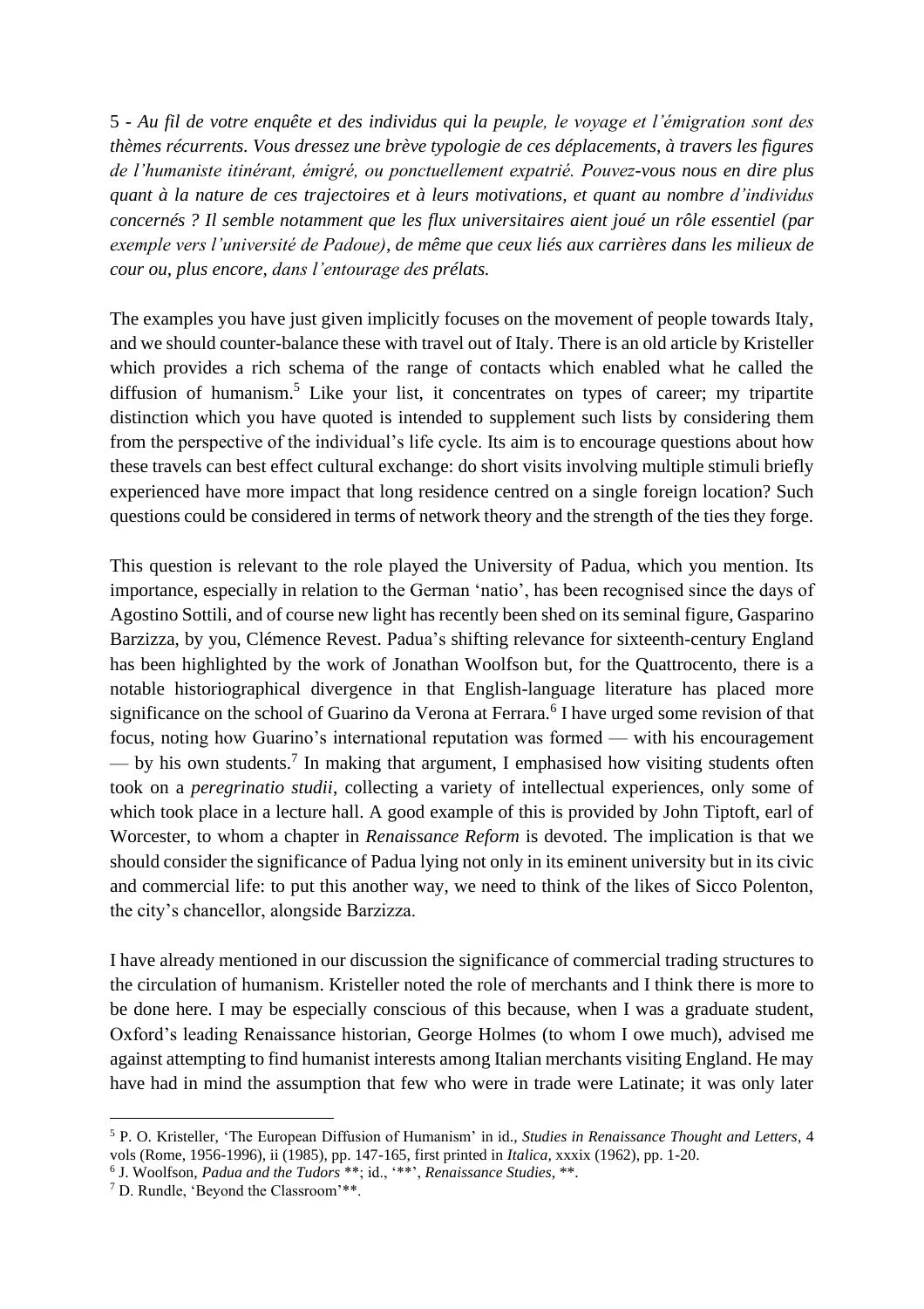5 - *Au fil de votre enquête et des individus qui la peuple, le voyage et l'émigration sont des thèmes récurrents. Vous dressez une brève typologie de ces déplacements, à travers les figures de l'humaniste itinérant, émigré, ou ponctuellement expatrié. Pouvez-vous nous en dire plus quant à la nature de ces trajectoires et à leurs motivations, et quant au nombre d'individus concernés ? Il semble notamment que les flux universitaires aient joué un rôle essentiel (par exemple vers l'université de Padoue), de même que ceux liés aux carrières dans les milieux de cour ou, plus encore, dans l'entourage des prélats.*

The examples you have just given implicitly focuses on the movement of people towards Italy, and we should counter-balance these with travel out of Italy. There is an old article by Kristeller which provides a rich schema of the range of contacts which enabled what he called the diffusion of humanism.[5] Like your list, it concentrates on types of career; my tripartite distinction which you have quoted is intended to supplement such lists by considering them from the perspective of the individual's life cycle. Its aim is to encourage questions about how these travels can best effect cultural exchange: do short visits involving multiple stimuli briefly experienced have more impact that long residence centred on a single foreign location? Such questions could be considered in terms of network theory and the strength of the ties they forge.

This question is relevant to the role played the University of Padua, which you mention. Its importance, especially in relation to the German 'natio', has been recognised since the days of Agostino Sottili, and of course new light has recently been shed on its seminal figure, Gasparino Barzizza, by you, Clémence Revest. Padua's shifting relevance for sixteenth-century England has been highlighted by the work of Jonathan Woolfson but, for the Quattrocento, there is a notable historiographical divergence in that English-language literature has placed more significance on the school of Guarino da Verona at Ferrara.[6] I have urged some revision of that focus, noting how Guarino's international reputation was formed — with his encouragement — by his own students.[7] In making that argument, I emphasised how visiting students often took on a *peregrinatio studii*, collecting a variety of intellectual experiences, only some of which took place in a lecture hall. A good example of this is provided by John Tiptoft, earl of Worcester, to whom a chapter in *Renaissance Reform* is devoted. The implication is that we should consider the significance of Padua lying not only in its eminent university but in its civic and commercial life: to put this another way, we need to think of the likes of Sicco Polenton, the city's chancellor, alongside Barzizza.

I have already mentioned in our discussion the significance of commercial trading structures to the circulation of humanism. Kristeller noted the role of merchants and I think there is more to be done here. I may be especially conscious of this because, when I was a graduate student, Oxford's leading Renaissance historian, George Holmes (to whom I owe much), advised me against attempting to find humanist interests among Italian merchants visiting England. He may have had in mind the assumption that few who were in trade were Latinate; it was only later

---

[5] P. O. Kristeller, 'The European Diffusion of Humanism' in id., *Studies in Renaissance Thought and Letters*, 4 vols (Rome, 1956-1996), ii (1985), pp. 147-165, first printed in *Italica*, xxxix (1962), pp. 1-20.

[6] J. Woolfson, *Padua and the Tudors* **; id., '**', *Renaissance Studies*, **.

[7] D. Rundle, 'Beyond the Classroom'**.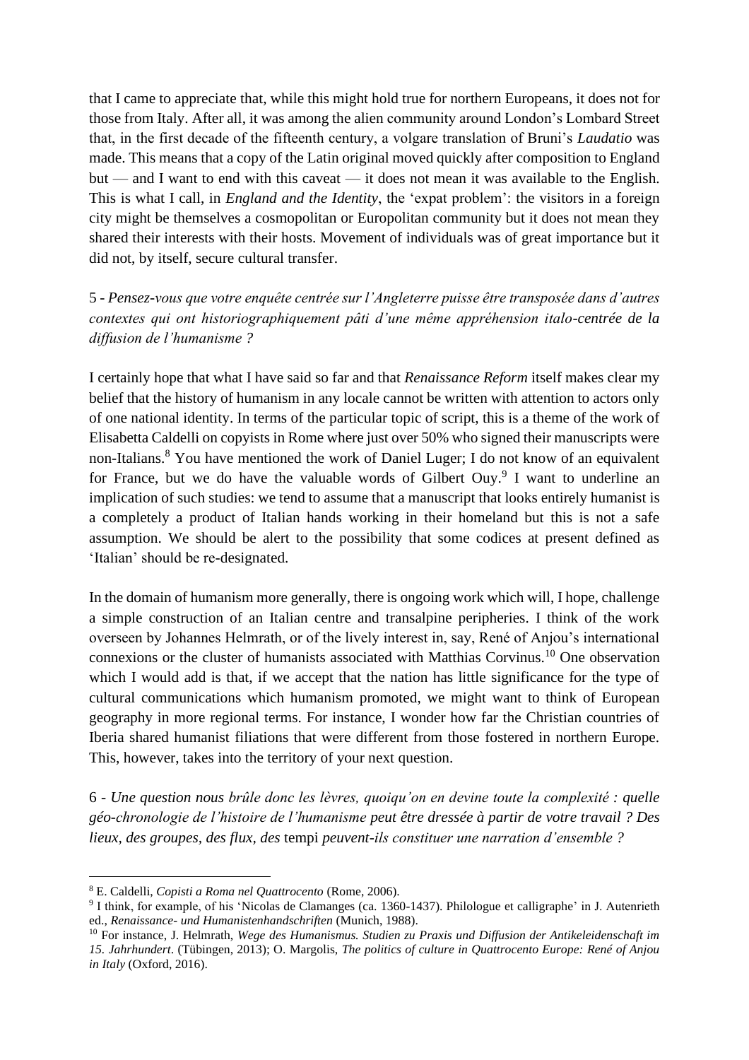that I came to appreciate that, while this might hold true for northern Europeans, it does not for those from Italy. After all, it was among the alien community around London's Lombard Street that, in the first decade of the fifteenth century, a volgare translation of Bruni's *Laudatio* was made. This means that a copy of the Latin original moved quickly after composition to England but — and I want to end with this caveat — it does not mean it was available to the English. This is what I call, in *England and the Identity*, the 'expat problem': the visitors in a foreign city might be themselves a cosmopolitan or Europolitan community but it does not mean they shared their interests with their hosts. Movement of individuals was of great importance but it did not, by itself, secure cultural transfer.

5 - *Pensez-vous que votre enquête centrée sur l'Angleterre puisse être transposée dans d'autres contextes qui ont historiographiquement pâti d'une même appréhension italo-centrée de la diffusion de l'humanisme ?*

I certainly hope that what I have said so far and that *Renaissance Reform* itself makes clear my belief that the history of humanism in any locale cannot be written with attention to actors only of one national identity. In terms of the particular topic of script, this is a theme of the work of Elisabetta Caldelli on copyists in Rome where just over 50% who signed their manuscripts were non-Italians.[8] You have mentioned the work of Daniel Luger; I do not know of an equivalent for France, but we do have the valuable words of Gilbert Ouy.[9] I want to underline an implication of such studies: we tend to assume that a manuscript that looks entirely humanist is a completely a product of Italian hands working in their homeland but this is not a safe assumption. We should be alert to the possibility that some codices at present defined as 'Italian' should be re-designated.

In the domain of humanism more generally, there is ongoing work which will, I hope, challenge a simple construction of an Italian centre and transalpine peripheries. I think of the work overseen by Johannes Helmrath, or of the lively interest in, say, René of Anjou's international connexions or the cluster of humanists associated with Matthias Corvinus.[10] One observation which I would add is that, if we accept that the nation has little significance for the type of cultural communications which humanism promoted, we might want to think of European geography in more regional terms. For instance, I wonder how far the Christian countries of Iberia shared humanist filiations that were different from those fostered in northern Europe. This, however, takes into the territory of your next question.

6 - *Une question nous brûle donc les lèvres, quoiqu'on en devine toute la complexité : quelle géo-chronologie de l'histoire de l'humanisme peut être dressée à partir de votre travail ? Des lieux, des groupes, des flux, des* tempi *peuvent-ils constituer une narration d'ensemble ?*

---

[8] E. Caldelli, *Copisti a Roma nel Quattrocento* (Rome, 2006).

[9] I think, for example, of his 'Nicolas de Clamanges (ca. 1360-1437). Philologue et calligraphe' in J. Autenrieth ed., *Renaissance- und Humanistenhandschriften* (Munich, 1988).

[10] For instance, J. Helmrath, *Wege des Humanismus. Studien zu Praxis und Diffusion der Antikeleidenschaft im 15. Jahrhundert*. (Tübingen, 2013); O. Margolis, *The politics of culture in Quattrocento Europe: René of Anjou in Italy* (Oxford, 2016).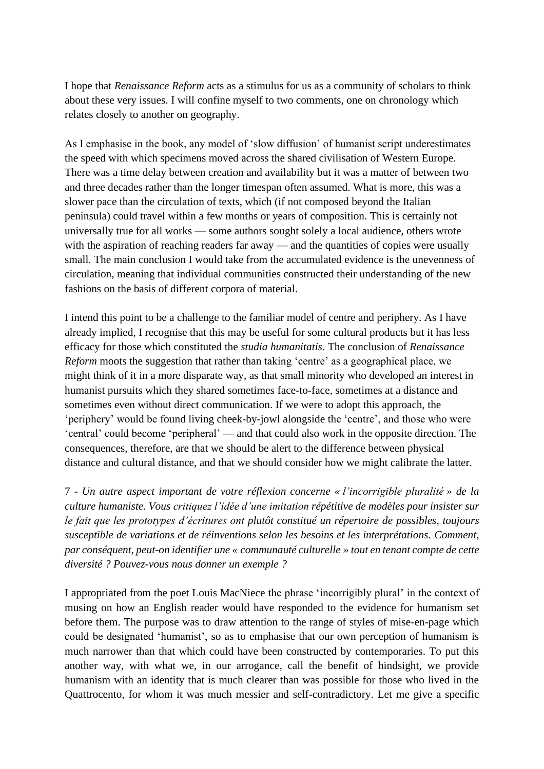I hope that *Renaissance Reform* acts as a stimulus for us as a community of scholars to think about these very issues. I will confine myself to two comments, one on chronology which relates closely to another on geography.

As I emphasise in the book, any model of 'slow diffusion' of humanist script underestimates the speed with which specimens moved across the shared civilisation of Western Europe. There was a time delay between creation and availability but it was a matter of between two and three decades rather than the longer timespan often assumed. What is more, this was a slower pace than the circulation of texts, which (if not composed beyond the Italian peninsula) could travel within a few months or years of composition. This is certainly not universally true for all works — some authors sought solely a local audience, others wrote with the aspiration of reaching readers far away — and the quantities of copies were usually small. The main conclusion I would take from the accumulated evidence is the unevenness of circulation, meaning that individual communities constructed their understanding of the new fashions on the basis of different corpora of material.

I intend this point to be a challenge to the familiar model of centre and periphery. As I have already implied, I recognise that this may be useful for some cultural products but it has less efficacy for those which constituted the *studia humanitatis*. The conclusion of *Renaissance Reform* moots the suggestion that rather than taking 'centre' as a geographical place, we might think of it in a more disparate way, as that small minority who developed an interest in humanist pursuits which they shared sometimes face-to-face, sometimes at a distance and sometimes even without direct communication. If we were to adopt this approach, the 'periphery' would be found living cheek-by-jowl alongside the 'centre', and those who were 'central' could become 'peripheral' — and that could also work in the opposite direction. The consequences, therefore, are that we should be alert to the difference between physical distance and cultural distance, and that we should consider how we might calibrate the latter.

7 - *Un autre aspect important de votre réflexion concerne « l'incorrigible pluralité » de la culture humaniste. Vous critiquez l'idée d'une imitation répétitive de modèles pour insister sur le fait que les prototypes d'écritures ont plutôt constitué un répertoire de possibles, toujours susceptible de variations et de réinventions selon les besoins et les interprétations. Comment, par conséquent, peut-on identifier une « communauté culturelle » tout en tenant compte de cette diversité ? Pouvez-vous nous donner un exemple ?*

I appropriated from the poet Louis MacNiece the phrase 'incorrigibly plural' in the context of musing on how an English reader would have responded to the evidence for humanism set before them. The purpose was to draw attention to the range of styles of mise-en-page which could be designated 'humanist', so as to emphasise that our own perception of humanism is much narrower than that which could have been constructed by contemporaries. To put this another way, with what we, in our arrogance, call the benefit of hindsight, we provide humanism with an identity that is much clearer than was possible for those who lived in the Quattrocento, for whom it was much messier and self-contradictory. Let me give a specific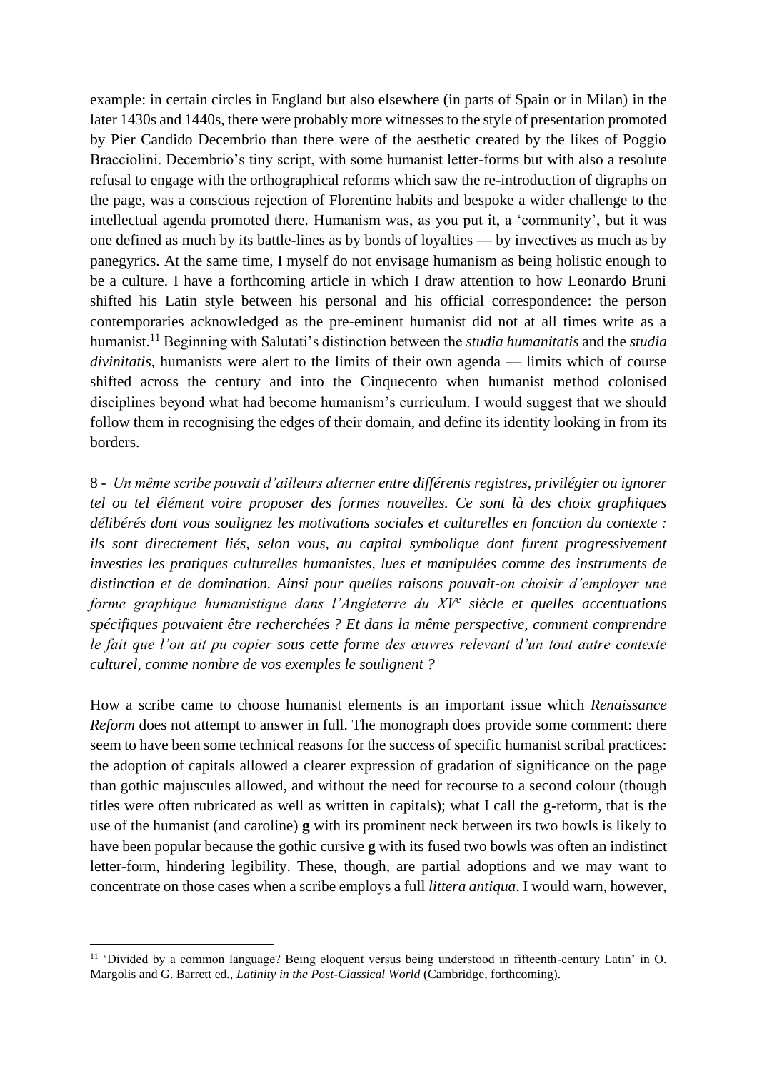example: in certain circles in England but also elsewhere (in parts of Spain or in Milan) in the later 1430s and 1440s, there were probably more witnesses to the style of presentation promoted by Pier Candido Decembrio than there were of the aesthetic created by the likes of Poggio Bracciolini. Decembrio's tiny script, with some humanist letter-forms but with also a resolute refusal to engage with the orthographical reforms which saw the re-introduction of digraphs on the page, was a conscious rejection of Florentine habits and bespoke a wider challenge to the intellectual agenda promoted there. Humanism was, as you put it, a 'community', but it was one defined as much by its battle-lines as by bonds of loyalties — by invectives as much as by panegyrics. At the same time, I myself do not envisage humanism as being holistic enough to be a culture. I have a forthcoming article in which I draw attention to how Leonardo Bruni shifted his Latin style between his personal and his official correspondence: the person contemporaries acknowledged as the pre-eminent humanist did not at all times write as a humanist.[11] Beginning with Salutati's distinction between the *studia humanitatis* and the *studia divinitatis*, humanists were alert to the limits of their own agenda — limits which of course shifted across the century and into the Cinquecento when humanist method colonised disciplines beyond what had become humanism's curriculum. I would suggest that we should follow them in recognising the edges of their domain, and define its identity looking in from its borders.

8 - *Un même scribe pouvait d'ailleurs alterner entre différents registres, privilégier ou ignorer tel ou tel élément voire proposer des formes nouvelles. Ce sont là des choix graphiques délibérés dont vous soulignez les motivations sociales et culturelles en fonction du contexte : ils sont directement liés, selon vous, au capital symbolique dont furent progressivement investies les pratiques culturelles humanistes, lues et manipulées comme des instruments de distinction et de domination. Ainsi pour quelles raisons pouvait-on choisir d'employer une forme graphique humanistique dans l'Angleterre du XV^e siècle et quelles accentuations spécifiques pouvaient être recherchées ? Et dans la même perspective, comment comprendre le fait que l'on ait pu copier sous cette forme des œuvres relevant d'un tout autre contexte culturel, comme nombre de vos exemples le soulignent ?*

How a scribe came to choose humanist elements is an important issue which *Renaissance Reform* does not attempt to answer in full. The monograph does provide some comment: there seem to have been some technical reasons for the success of specific humanist scribal practices: the adoption of capitals allowed a clearer expression of gradation of significance on the page than gothic majuscules allowed, and without the need for recourse to a second colour (though titles were often rubricated as well as written in capitals); what I call the g-reform, that is the use of the humanist (and caroline) **g** with its prominent neck between its two bowls is likely to have been popular because the gothic cursive **g** with its fused two bowls was often an indistinct letter-form, hindering legibility. These, though, are partial adoptions and we may want to concentrate on those cases when a scribe employs a full *littera antiqua*. I would warn, however,

[11] 'Divided by a common language? Being eloquent versus being understood in fifteenth-century Latin' in O. Margolis and G. Barrett ed., *Latinity in the Post-Classical World* (Cambridge, forthcoming).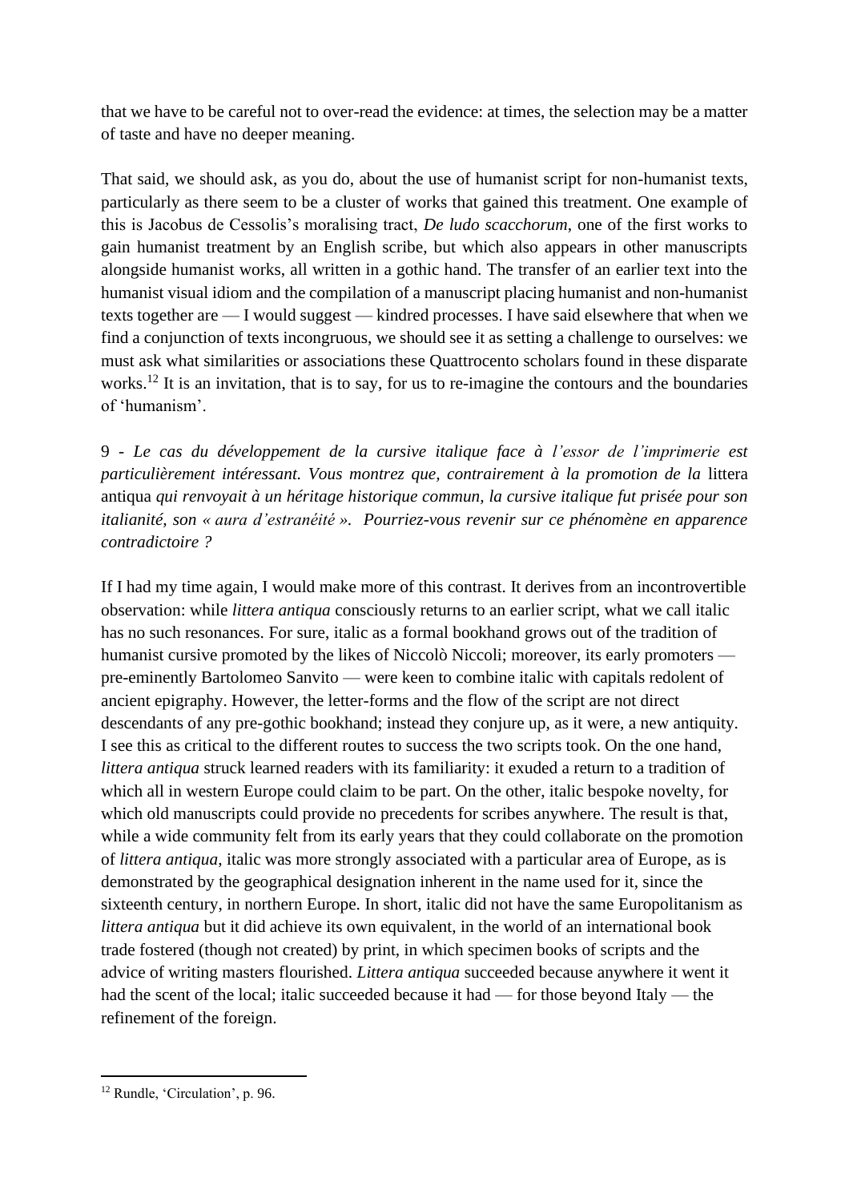that we have to be careful not to over-read the evidence: at times, the selection may be a matter of taste and have no deeper meaning.

That said, we should ask, as you do, about the use of humanist script for non-humanist texts, particularly as there seem to be a cluster of works that gained this treatment. One example of this is Jacobus de Cessolis's moralising tract, *De ludo scacchorum*, one of the first works to gain humanist treatment by an English scribe, but which also appears in other manuscripts alongside humanist works, all written in a gothic hand. The transfer of an earlier text into the humanist visual idiom and the compilation of a manuscript placing humanist and non-humanist texts together are — I would suggest — kindred processes. I have said elsewhere that when we find a conjunction of texts incongruous, we should see it as setting a challenge to ourselves: we must ask what similarities or associations these Quattrocento scholars found in these disparate works.[12] It is an invitation, that is to say, for us to re-imagine the contours and the boundaries of 'humanism'.

9 - *Le cas du développement de la cursive italique face à l'essor de l'imprimerie est particulièrement intéressant. Vous montrez que, contrairement à la promotion de la* littera antiqua *qui renvoyait à un héritage historique commun, la cursive italique fut prisée pour son italianité, son « aura d'estranéité ». Pourriez-vous revenir sur ce phénomène en apparence contradictoire ?*

If I had my time again, I would make more of this contrast. It derives from an incontrovertible observation: while *littera antiqua* consciously returns to an earlier script, what we call italic has no such resonances. For sure, italic as a formal bookhand grows out of the tradition of humanist cursive promoted by the likes of Niccolò Niccoli; moreover, its early promoters — pre-eminently Bartolomeo Sanvito — were keen to combine italic with capitals redolent of ancient epigraphy. However, the letter-forms and the flow of the script are not direct descendants of any pre-gothic bookhand; instead they conjure up, as it were, a new antiquity. I see this as critical to the different routes to success the two scripts took. On the one hand, *littera antiqua* struck learned readers with its familiarity: it exuded a return to a tradition of which all in western Europe could claim to be part. On the other, italic bespoke novelty, for which old manuscripts could provide no precedents for scribes anywhere. The result is that, while a wide community felt from its early years that they could collaborate on the promotion of *littera antiqua*, italic was more strongly associated with a particular area of Europe, as is demonstrated by the geographical designation inherent in the name used for it, since the sixteenth century, in northern Europe. In short, italic did not have the same Europolitanism as *littera antiqua* but it did achieve its own equivalent, in the world of an international book trade fostered (though not created) by print, in which specimen books of scripts and the advice of writing masters flourished. *Littera antiqua* succeeded because anywhere it went it had the scent of the local; italic succeeded because it had — for those beyond Italy — the refinement of the foreign.

[12] Rundle, 'Circulation', p. 96.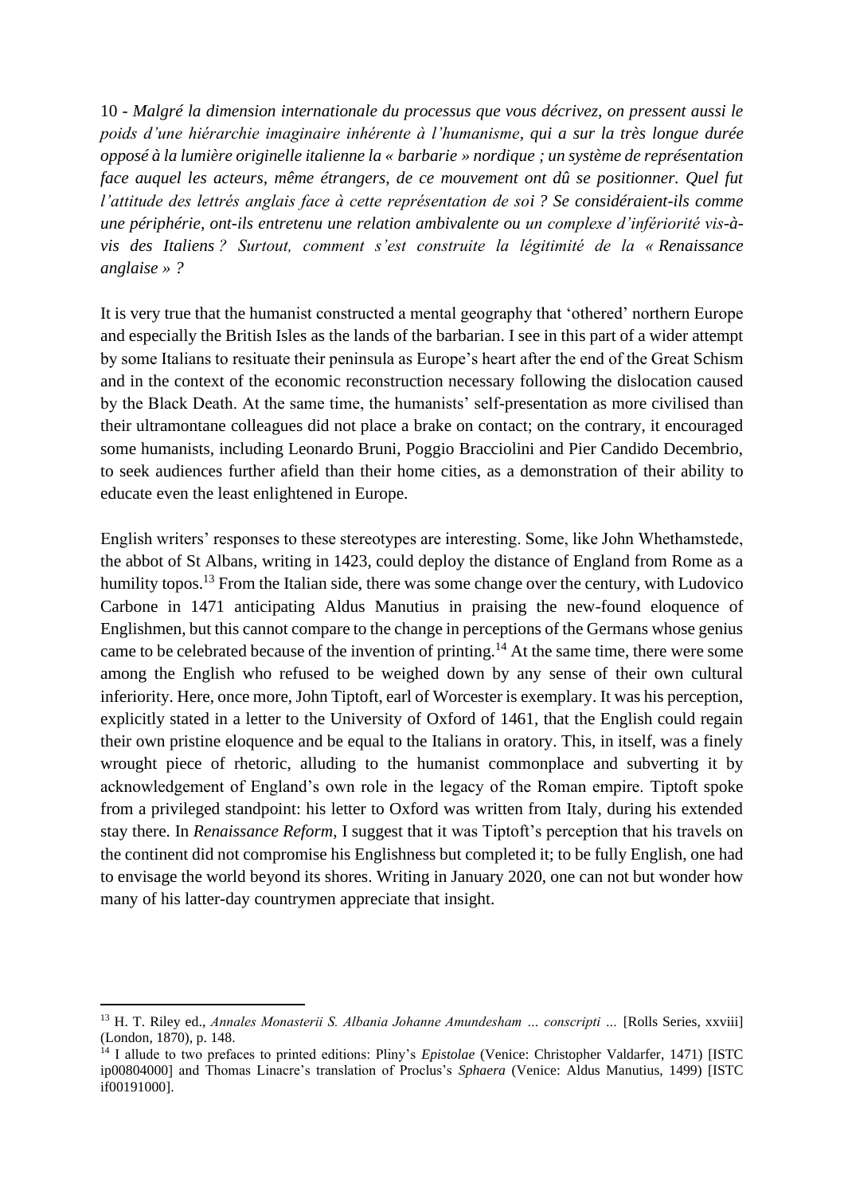10 - *Malgré la dimension internationale du processus que vous décrivez, on pressent aussi le poids d'une hiérarchie imaginaire inhérente à l'humanisme, qui a sur la très longue durée opposé à la lumière originelle italienne la « barbarie » nordique ; un système de représentation face auquel les acteurs, même étrangers, de ce mouvement ont dû se positionner. Quel fut l'attitude des lettrés anglais face à cette représentation de soi ? Se considéraient-ils comme une périphérie, ont-ils entretenu une relation ambivalente ou un complexe d'infériorité vis-à-vis des Italiens ? Surtout, comment s'est construite la légitimité de la « Renaissance anglaise » ?*

It is very true that the humanist constructed a mental geography that 'othered' northern Europe and especially the British Isles as the lands of the barbarian. I see in this part of a wider attempt by some Italians to resituate their peninsula as Europe's heart after the end of the Great Schism and in the context of the economic reconstruction necessary following the dislocation caused by the Black Death. At the same time, the humanists' self-presentation as more civilised than their ultramontane colleagues did not place a brake on contact; on the contrary, it encouraged some humanists, including Leonardo Bruni, Poggio Bracciolini and Pier Candido Decembrio, to seek audiences further afield than their home cities, as a demonstration of their ability to educate even the least enlightened in Europe.

English writers' responses to these stereotypes are interesting. Some, like John Whethamstede, the abbot of St Albans, writing in 1423, could deploy the distance of England from Rome as a humility topos.[13] From the Italian side, there was some change over the century, with Ludovico Carbone in 1471 anticipating Aldus Manutius in praising the new-found eloquence of Englishmen, but this cannot compare to the change in perceptions of the Germans whose genius came to be celebrated because of the invention of printing.[14] At the same time, there were some among the English who refused to be weighed down by any sense of their own cultural inferiority. Here, once more, John Tiptoft, earl of Worcester is exemplary. It was his perception, explicitly stated in a letter to the University of Oxford of 1461, that the English could regain their own pristine eloquence and be equal to the Italians in oratory. This, in itself, was a finely wrought piece of rhetoric, alluding to the humanist commonplace and subverting it by acknowledgement of England's own role in the legacy of the Roman empire. Tiptoft spoke from a privileged standpoint: his letter to Oxford was written from Italy, during his extended stay there. In *Renaissance Reform*, I suggest that it was Tiptoft's perception that his travels on the continent did not compromise his Englishness but completed it; to be fully English, one had to envisage the world beyond its shores. Writing in January 2020, one can not but wonder how many of his latter-day countrymen appreciate that insight.

---

[13] H. T. Riley ed., *Annales Monasterii S. Albania Johanne Amundesham ... conscripti ...* [Rolls Series, xxviii] (London, 1870), p. 148.

[14] I allude to two prefaces to printed editions: Pliny's *Epistolae* (Venice: Christopher Valdarfer, 1471) [ISTC ip00804000] and Thomas Linacre's translation of Proclus's *Sphaera* (Venice: Aldus Manutius, 1499) [ISTC if00191000].